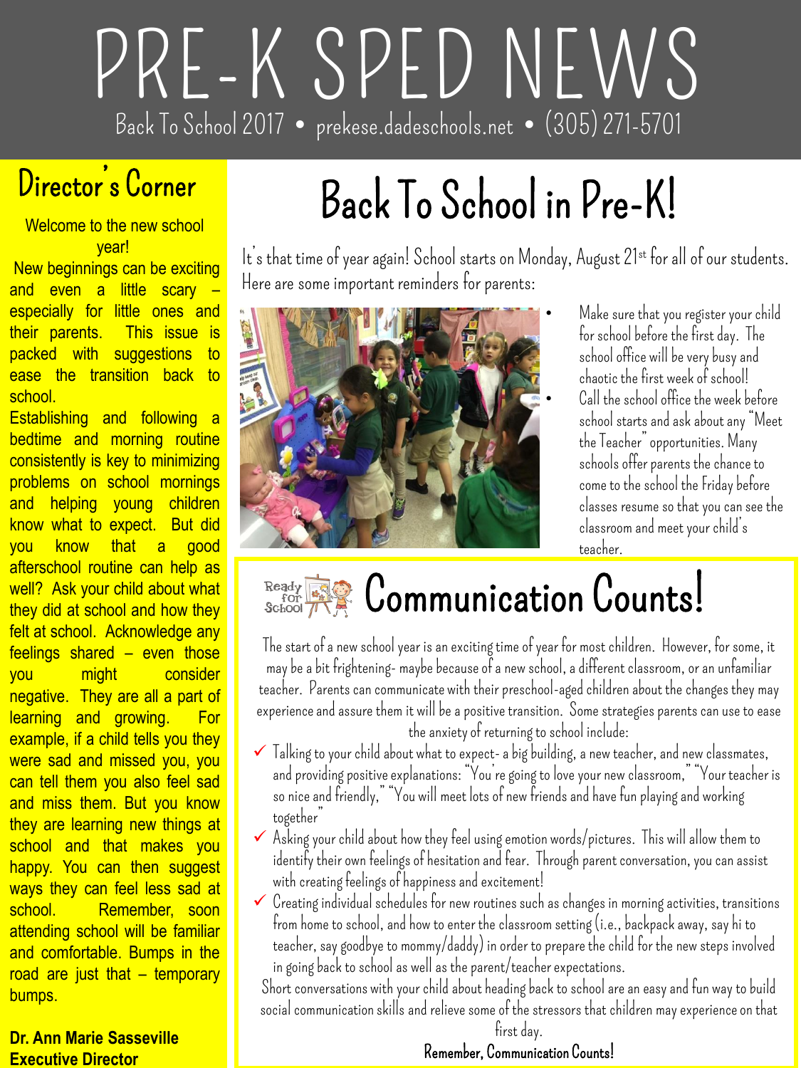# PRE-K SPED NEWS

Back To School 2017 • prekese.dadeschools.net • (305) 271-5701

## Director's Corner

Welcome to the new school year!

New beginnings can be exciting and even a little scary – especially for little ones and their parents. This issue is packed with suggestions to ease the transition back to school.

Establishing and following a bedtime and morning routine consistently is key to minimizing problems on school mornings and helping young children know what to expect. But did you know that a good afterschool routine can help as well? Ask your child about what they did at school and how they felt at school. Acknowledge any feelings shared – even those you might consider negative. They are all a part of learning and growing. For example, if a child tells you they were sad and missed you, you can tell them you also feel sad and miss them. But you know they are learning new things at school and that makes you happy. You can then suggest ways they can feel less sad at school. Remember, soon attending school will be familiar and comfortable. Bumps in the road are just that – temporary bumps.

**Dr. Ann Marie Sasseville**
**Executive Director**

## Back To School in Pre-K!

It's that time of year again! School starts on Monday, August 21st for all of our students. Here are some important reminders for parents:

- Make sure that you register your child for school before the first day. The school office will be very busy and chaotic the first week of school!
- Call the school office the week before school starts and ask about any "Meet the Teacher" opportunities. Many schools offer parents the chance to come to the school the Friday before classes resume so that you can see the classroom and meet your child's teacher.

## Communication Counts!

The start of a new school year is an exciting time of year for most children. However, for some, it may be a bit frightening- maybe because of a new school, a different classroom, or an unfamiliar teacher. Parents can communicate with their preschool-aged children about the changes they may experience and assure them it will be a positive transition. Some strategies parents can use to ease the anxiety of returning to school include:

- ✓ Talking to your child about what to expect- a big building, a new teacher, and new classmates, and providing positive explanations: "You're going to love your new classroom," "Your teacher is so nice and friendly," "You will meet lots of new friends and have fun playing and working together"
- ✓ Asking your child about how they feel using emotion words/pictures. This will allow them to identify their own feelings of hesitation and fear. Through parent conversation, you can assist with creating feelings of happiness and excitement!
- ✓ Creating individual schedules for new routines such as changes in morning activities, transitions from home to school, and how to enter the classroom setting (i.e., backpack away, say hi to teacher, say goodbye to mommy/daddy) in order to prepare the child for the new steps involved in going back to school as well as the parent/teacher expectations.

Short conversations with your child about heading back to school are an easy and fun way to build social communication skills and relieve some of the stressors that children may experience on that first day.

**Remember, Communication Counts!**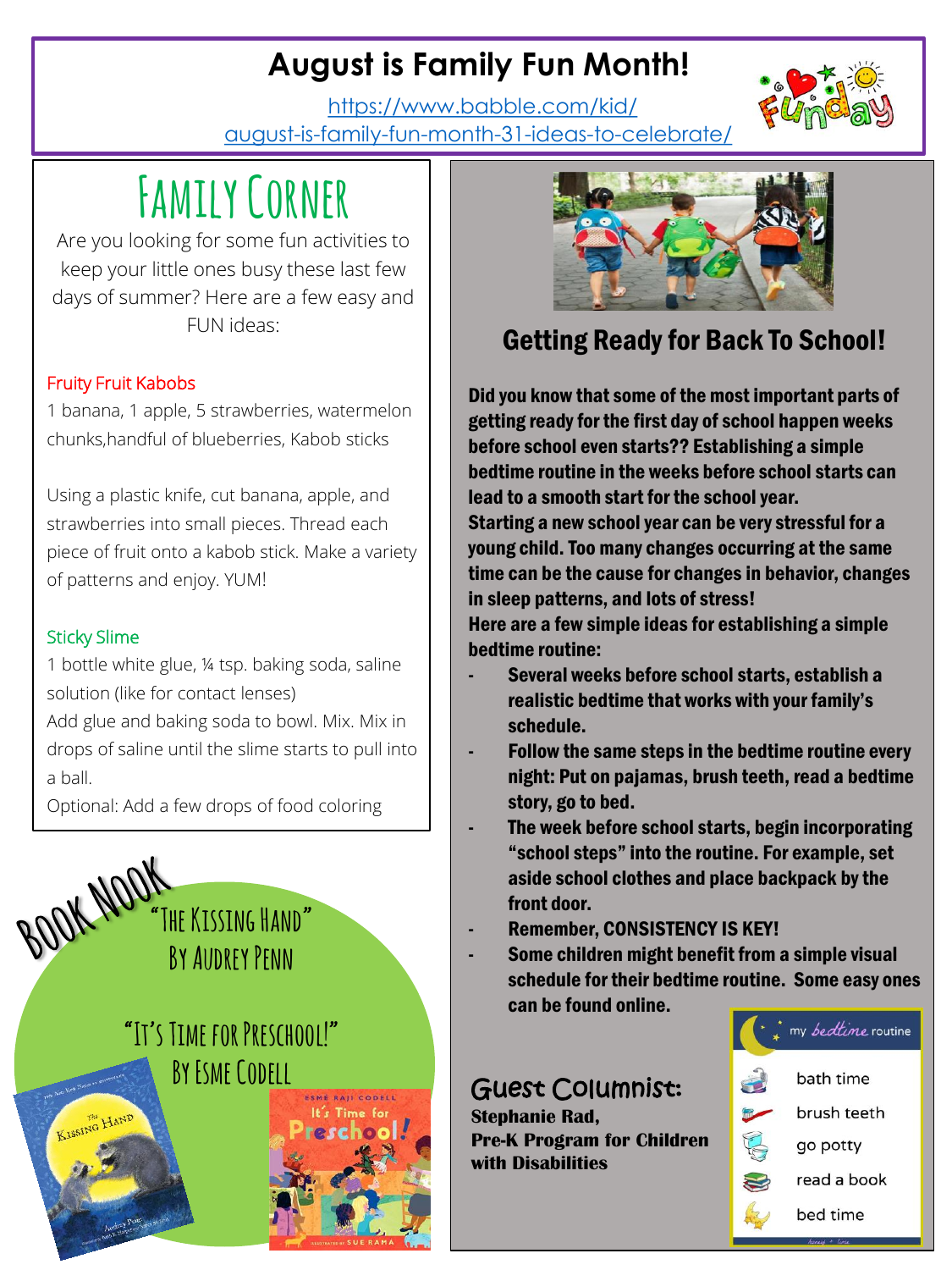# August is Family Fun Month!

https://www.babble.com/kid/august-is-family-fun-month-31-ideas-to-celebrate/

## Family Corner

Are you looking for some fun activities to keep your little ones busy these last few days of summer? Here are a few easy and FUN ideas:

### Fruity Fruit Kabobs

1 banana, 1 apple, 5 strawberries, watermelon chunks,handful of blueberries, Kabob sticks

Using a plastic knife, cut banana, apple, and strawberries into small pieces. Thread each piece of fruit onto a kabob stick. Make a variety of patterns and enjoy. YUM!

### Sticky Slime

1 bottle white glue, ¼ tsp. baking soda, saline solution (like for contact lenses)

Add glue and baking soda to bowl. Mix. Mix in drops of saline until the slime starts to pull into a ball.

Optional: Add a few drops of food coloring

## Book Nook

"The Kissing Hand"
By Audrey Penn

"It's Time for Preschool!"
By Esme Codell

## Getting Ready for Back To School!

**Did you know that some of the most important parts of getting ready for the first day of school happen weeks before school even starts?? Establishing a simple bedtime routine in the weeks before school starts can lead to a smooth start for the school year.**

**Starting a new school year can be very stressful for a young child. Too many changes occurring at the same time can be the cause for changes in behavior, changes in sleep patterns, and lots of stress!**

**Here are a few simple ideas for establishing a simple bedtime routine:**

- **Several weeks before school starts, establish a realistic bedtime that works with your family's schedule.**
- **Follow the same steps in the bedtime routine every night: Put on pajamas, brush teeth, read a bedtime story, go to bed.**
- **The week before school starts, begin incorporating "school steps" into the routine. For example, set aside school clothes and place backpack by the front door.**
- **Remember, CONSISTENCY IS KEY!**
- **Some children might benefit from a simple visual schedule for their bedtime routine. Some easy ones can be found online.**

my bedtime routine

- bath time
- brush teeth
- go potty
- read a book
- bed time

### Guest Columnist:

**Stephanie Rad,**
**Pre-K Program for Children with Disabilities**